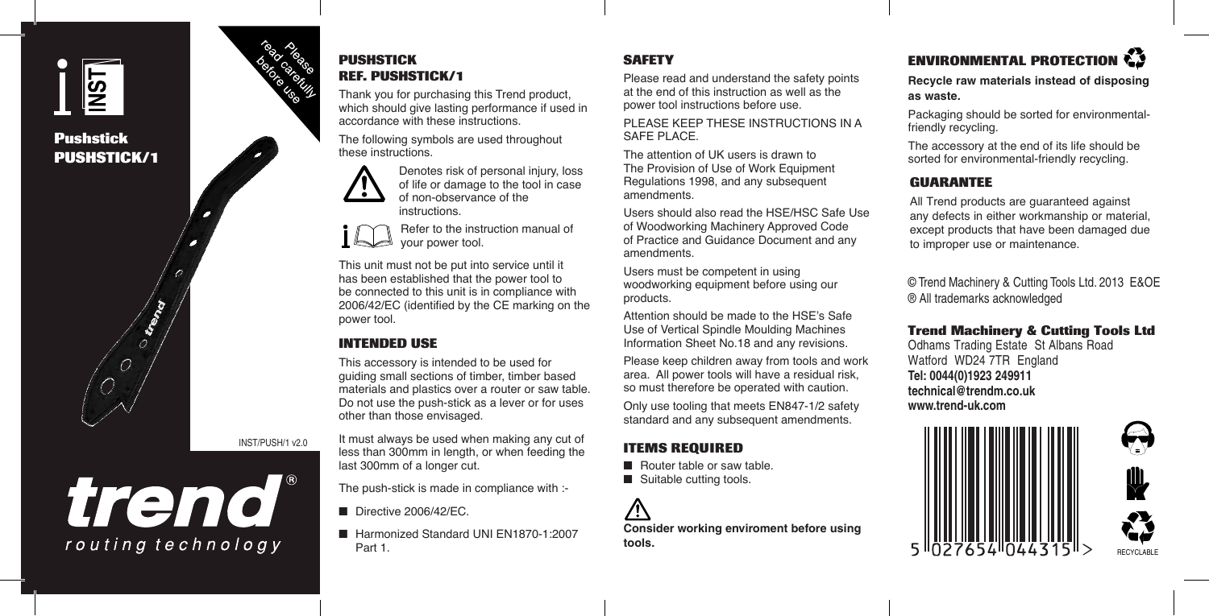Please read carefully before use

# Pushstick
# PUSHSTICK/1

INST/PUSH/1 v2.0

trend®
routing technology

## PUSHSTICK
## REF. PUSHSTICK/1

Thank you for purchasing this Trend product, which should give lasting performance if used in accordance with these instructions.

The following symbols are used throughout these instructions.

Denotes risk of personal injury, loss of life or damage to the tool in case of non-observance of the instructions.

Refer to the instruction manual of your power tool.

This unit must not be put into service until it has been established that the power tool to be connected to this unit is in compliance with 2006/42/EC (identified by the CE marking on the power tool.

## INTENDED USE

This accessory is intended to be used for guiding small sections of timber, timber based materials and plastics over a router or saw table. Do not use the push-stick as a lever or for uses other than those envisaged.

It must always be used when making any cut of less than 300mm in length, or when feeding the last 300mm of a longer cut.

The push-stick is made in compliance with :-

- Directive 2006/42/EC.
- Harmonized Standard UNI EN1870-1:2007 Part 1.

## SAFETY

Please read and understand the safety points at the end of this instruction as well as the power tool instructions before use.

PLEASE KEEP THESE INSTRUCTIONS IN A SAFE PLACE.

The attention of UK users is drawn to The Provision of Use of Work Equipment Regulations 1998, and any subsequent amendments.

Users should also read the HSE/HSC Safe Use of Woodworking Machinery Approved Code of Practice and Guidance Document and any amendments.

Users must be competent in using woodworking equipment before using our products.

Attention should be made to the HSE's Safe Use of Vertical Spindle Moulding Machines Information Sheet No.18 and any revisions.

Please keep children away from tools and work area. All power tools will have a residual risk, so must therefore be operated with caution.

Only use tooling that meets EN847-1/2 safety standard and any subsequent amendments.

## ITEMS REQUIRED

- Router table or saw table.
- Suitable cutting tools.

**Consider working enviroment before using tools.**

## ENVIRONMENTAL PROTECTION

**Recycle raw materials instead of disposing as waste.**

Packaging should be sorted for environmental-friendly recycling.

The accessory at the end of its life should be sorted for environmental-friendly recycling.

## GUARANTEE

All Trend products are guaranteed against any defects in either workmanship or material, except products that have been damaged due to improper use or maintenance.

© Trend Machinery & Cutting Tools Ltd. 2013 E&OE
® All trademarks acknowledged

**Trend Machinery & Cutting Tools Ltd**
Odhams Trading Estate St Albans Road
Watford WD24 7TR England
**Tel: 0044(0)1923 249911**
**technical@trendm.co.uk**
**www.trend-uk.com**

5 027654 044315 >

RECYCLABLE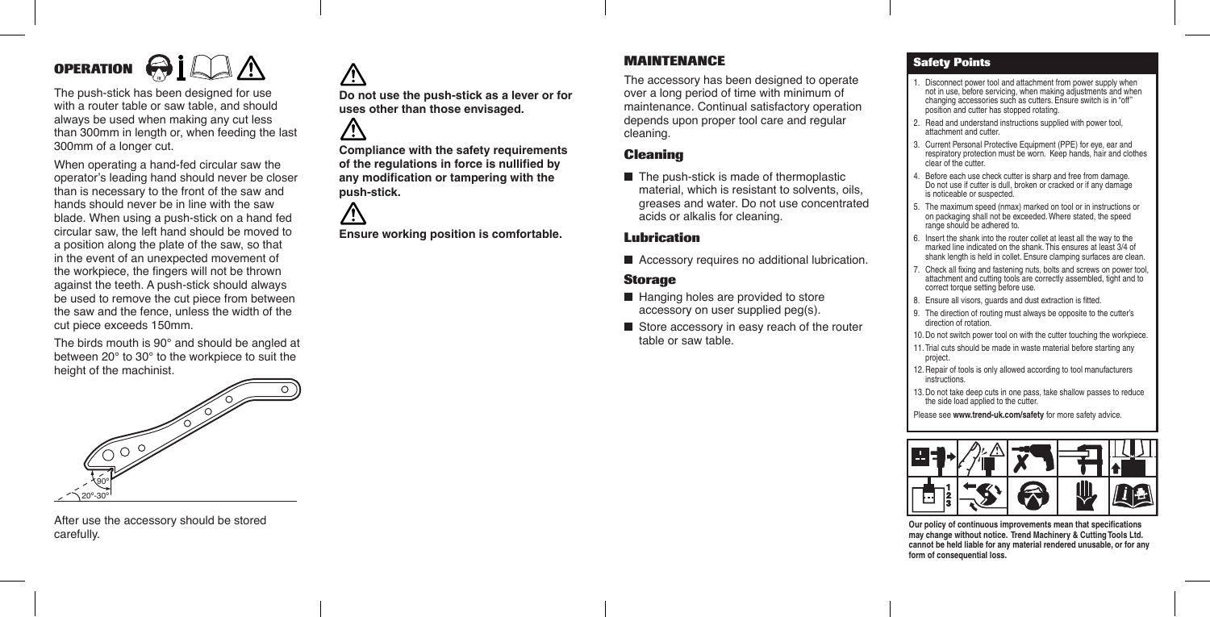## OPERATION

The push-stick has been designed for use with a router table or saw table, and should always be used when making any cut less than 300mm in length or, when feeding the last 300mm of a longer cut.

When operating a hand-fed circular saw the operator's leading hand should never be closer than is necessary to the front of the saw and hands should never be in line with the saw blade. When using a push-stick on a hand fed circular saw, the left hand should be moved to a position along the plate of the saw, so that in the event of an unexpected movement of the workpiece, the fingers will not be thrown against the teeth. A push-stick should always be used to remove the cut piece from between the saw and the fence, unless the width of the cut piece exceeds 150mm.

The birds mouth is 90° and should be angled at between 20° to 30° to the workpiece to suit the height of the machinist.

90°

20°-30°

After use the accessory should be stored carefully.

**Do not use the push-stick as a lever or for uses other than those envisaged.**

**Compliance with the safety requirements of the regulations in force is nullified by any modification or tampering with the push-stick.**

**Ensure working position is comfortable.**

## MAINTENANCE

The accessory has been designed to operate over a long period of time with minimum of maintenance. Continual satisfactory operation depends upon proper tool care and regular cleaning.

### Cleaning

- The push-stick is made of thermoplastic material, which is resistant to solvents, oils, greases and water. Do not use concentrated acids or alkalis for cleaning.

### Lubrication

- Accessory requires no additional lubrication.

### Storage

- Hanging holes are provided to store accessory on user supplied peg(s).
- Store accessory in easy reach of the router table or saw table.

### Safety Points

1. Disconnect power tool and attachment from power supply when not in use, before servicing, when making adjustments and when changing accessories such as cutters. Ensure switch is in "off" position and cutter has stopped rotating.
2. Read and understand instructions supplied with power tool, attachment and cutter.
3. Current Personal Protective Equipment (PPE) for eye, ear and respiratory protection must be worn. Keep hands, hair and clothes clear of the cutter.
4. Before each use check cutter is sharp and free from damage. Do not use if cutter is dull, broken or cracked or if any damage is noticeable or suspected.
5. The maximum speed (nmax) marked on tool or in instructions or on packaging shall not be exceeded. Where stated, the speed range should be adhered to.
6. Insert the shank into the router collet at least all the way to the marked line indicated on the shank. This ensures at least 3/4 of shank length is held in collet. Ensure clamping surfaces are clean.
7. Check all fixing and fastening nuts, bolts and screws on power tool, attachment and cutting tools are correctly assembled, tight and to correct torque setting before use.
8. Ensure all visors, guards and dust extraction is fitted.
9. The direction of routing must always be opposite to the cutter's direction of rotation.
10. Do not switch power tool on with the cutter touching the workpiece.
11. Trial cuts should be made in waste material before starting any project.
12. Repair of tools is only allowed according to tool manufacturers instructions.
13. Do not take deep cuts in one pass, take shallow passes to reduce the side load applied to the cutter.

Please see **www.trend-uk.com/safety** for more safety advice.

**Our policy of continuous improvements mean that specifications may change without notice. Trend Machinery & Cutting Tools Ltd. cannot be held liable for any material rendered unusable, or for any form of consequential loss.**